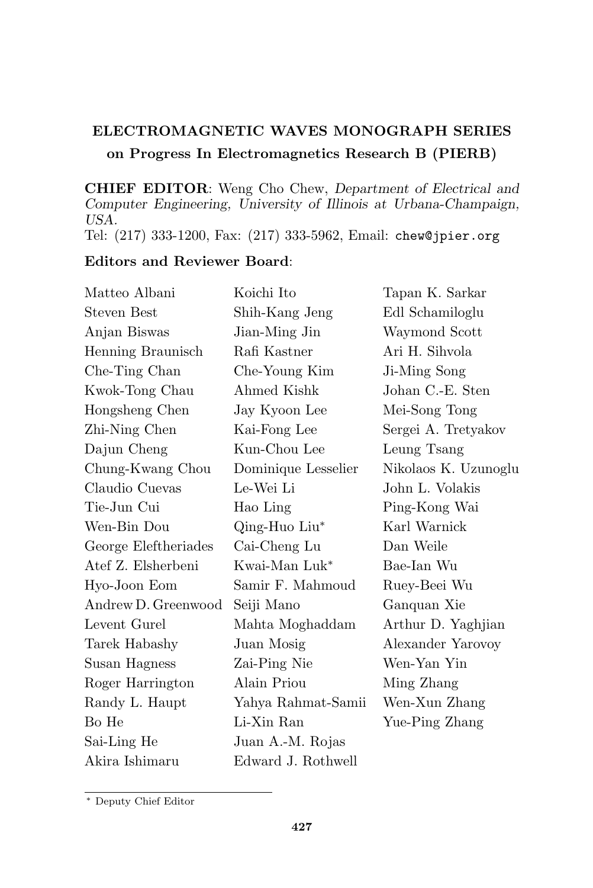**ELECTROMAGNETIC WAVES MONOGRAPH SERIES**
**on Progress In Electromagnetics Research B (PIERB)**

**CHIEF EDITOR**: Weng Cho Chew, *Department of Electrical and Computer Engineering, University of Illinois at Urbana-Champaign, USA.*
Tel: (217) 333-1200, Fax: (217) 333-5962, Email: chew@jpier.org

**Editors and Reviewer Board**:

Matteo Albani
Steven Best
Anjan Biswas
Henning Braunisch
Che-Ting Chan
Kwok-Tong Chau
Hongsheng Chen
Zhi-Ning Chen
Dajun Cheng
Chung-Kwang Chou
Claudio Cuevas
Tie-Jun Cui
Wen-Bin Dou
George Eleftheriades
Atef Z. Elsherbeni
Hyo-Joon Eom
Andrew D. Greenwood
Levent Gurel
Tarek Habashy
Susan Hagness
Roger Harrington
Randy L. Haupt
Bo He
Sai-Ling He
Akira Ishimaru
Koichi Ito
Shih-Kang Jeng
Jian-Ming Jin
Rafi Kastner
Che-Young Kim
Ahmed Kishk
Jay Kyoon Lee
Kai-Fong Lee
Kun-Chou Lee
Dominique Lesselier
Le-Wei Li
Hao Ling
Qing-Huo Liu*
Cai-Cheng Lu
Kwai-Man Luk*
Samir F. Mahmoud
Seiji Mano
Mahta Moghaddam
Juan Mosig
Zai-Ping Nie
Alain Priou
Yahya Rahmat-Samii
Li-Xin Ran
Juan A.-M. Rojas
Edward J. Rothwell
Tapan K. Sarkar
Edl Schamiloglu
Waymond Scott
Ari H. Sihvola
Ji-Ming Song
Johan C.-E. Sten
Mei-Song Tong
Sergei A. Tretyakov
Leung Tsang
Nikolaos K. Uzunoglu
John L. Volakis
Ping-Kong Wai
Karl Warnick
Dan Weile
Bae-Ian Wu
Ruey-Beei Wu
Ganquan Xie
Arthur D. Yaghjian
Alexander Yarovoy
Wen-Yan Yin
Ming Zhang
Wen-Xun Zhang
Yue-Ping Zhang

* Deputy Chief Editor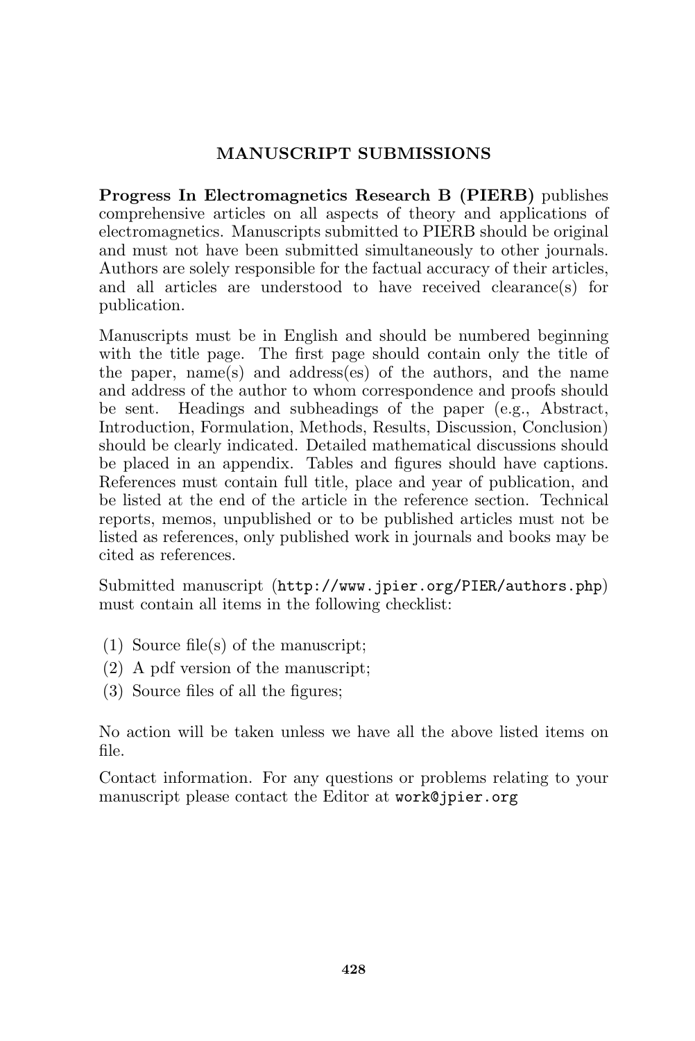# MANUSCRIPT SUBMISSIONS

**Progress In Electromagnetics Research B (PIERB)** publishes comprehensive articles on all aspects of theory and applications of electromagnetics. Manuscripts submitted to PIERB should be original and must not have been submitted simultaneously to other journals. Authors are solely responsible for the factual accuracy of their articles, and all articles are understood to have received clearance(s) for publication.

Manuscripts must be in English and should be numbered beginning with the title page. The first page should contain only the title of the paper, name(s) and address(es) of the authors, and the name and address of the author to whom correspondence and proofs should be sent. Headings and subheadings of the paper (e.g., Abstract, Introduction, Formulation, Methods, Results, Discussion, Conclusion) should be clearly indicated. Detailed mathematical discussions should be placed in an appendix. Tables and figures should have captions. References must contain full title, place and year of publication, and be listed at the end of the article in the reference section. Technical reports, memos, unpublished or to be published articles must not be listed as references, only published work in journals and books may be cited as references.

Submitted manuscript (`http://www.jpier.org/PIER/authors.php`) must contain all items in the following checklist:

(1) Source file(s) of the manuscript;
(2) A pdf version of the manuscript;
(3) Source files of all the figures;

No action will be taken unless we have all the above listed items on file.

Contact information. For any questions or problems relating to your manuscript please contact the Editor at `work@jpier.org`